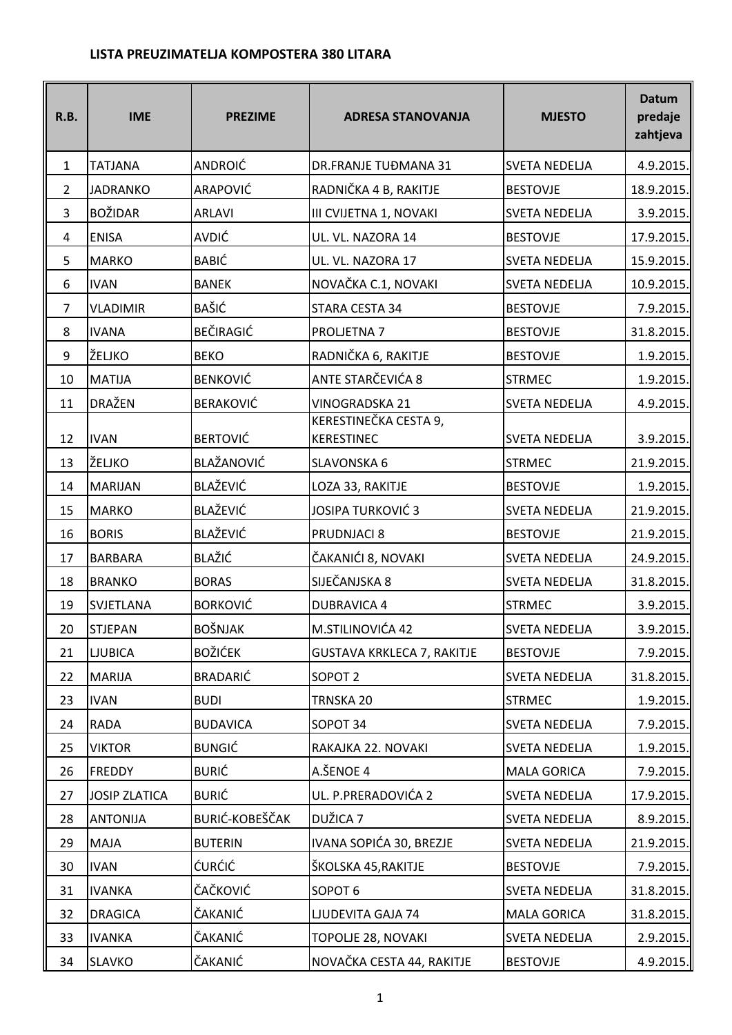**LISTA PREUZIMATELJA KOMPOSTERA 380 LITARA**

| R.B. | IME | PREZIME | ADRESA STANOVANJA | MJESTO | Datum predaje zahtjeva |
|---|---|---|---|---|---|
| 1 | TATJANA | ANDROIĆ | DR.FRANJE TUĐMANA 31 | SVETA NEDELJA | 4.9.2015. |
| 2 | JADRANKO | ARAPOVIĆ | RADNIČKA 4 B, RAKITJE | BESTOVJE | 18.9.2015. |
| 3 | BOŽIDAR | ARLAVI | III CVIJETNA 1, NOVAKI | SVETA NEDELJA | 3.9.2015. |
| 4 | ENISA | AVDIĆ | UL. VL. NAZORA 14 | BESTOVJE | 17.9.2015. |
| 5 | MARKO | BABIĆ | UL. VL. NAZORA 17 | SVETA NEDELJA | 15.9.2015. |
| 6 | IVAN | BANEK | NOVAČKA C.1, NOVAKI | SVETA NEDELJA | 10.9.2015. |
| 7 | VLADIMIR | BAŠIĆ | STARA CESTA 34 | BESTOVJE | 7.9.2015. |
| 8 | IVANA | BEČIRAGIĆ | PROLJETNA 7 | BESTOVJE | 31.8.2015. |
| 9 | ŽELJKO | BEKO | RADNIČKA 6, RAKITJE | BESTOVJE | 1.9.2015. |
| 10 | MATIJA | BENKOVIĆ | ANTE STARČEVIĆA 8 | STRMEC | 1.9.2015. |
| 11 | DRAŽEN | BERAKOVIĆ | VINOGRADSKA 21 | SVETA NEDELJA | 4.9.2015. |
| 12 | IVAN | BERTOVIĆ | KERESTINEČKA CESTA 9, KERESTINEC | SVETA NEDELJA | 3.9.2015. |
| 13 | ŽELJKO | BLAŽANOVIĆ | SLAVONSKA 6 | STRMEC | 21.9.2015. |
| 14 | MARIJAN | BLAŽEVIĆ | LOZA 33, RAKITJE | BESTOVJE | 1.9.2015. |
| 15 | MARKO | BLAŽEVIĆ | JOSIPA TURKOVIĆ 3 | SVETA NEDELJA | 21.9.2015. |
| 16 | BORIS | BLAŽEVIĆ | PRUDNJACI 8 | BESTOVJE | 21.9.2015. |
| 17 | BARBARA | BLAŽIĆ | ČAKANIĆI 8, NOVAKI | SVETA NEDELJA | 24.9.2015. |
| 18 | BRANKO | BORAS | SIJEČANJSKA 8 | SVETA NEDELJA | 31.8.2015. |
| 19 | SVJETLANA | BORKOVIĆ | DUBRAVICA 4 | STRMEC | 3.9.2015. |
| 20 | STJEPAN | BOŠNJAK | M.STILINOVIĆA 42 | SVETA NEDELJA | 3.9.2015. |
| 21 | LJUBICA | BOŽIĆEK | GUSTAVA KRKLECA 7, RAKITJE | BESTOVJE | 7.9.2015. |
| 22 | MARIJA | BRADARIĆ | SOPOT 2 | SVETA NEDELJA | 31.8.2015. |
| 23 | IVAN | BUDI | TRNSKA 20 | STRMEC | 1.9.2015. |
| 24 | RADA | BUDAVICA | SOPOT 34 | SVETA NEDELJA | 7.9.2015. |
| 25 | VIKTOR | BUNGIĆ | RAKAJKA 22. NOVAKI | SVETA NEDELJA | 1.9.2015. |
| 26 | FREDDY | BURIĆ | A.ŠENOE 4 | MALA GORICA | 7.9.2015. |
| 27 | JOSIP ZLATICA | BURIĆ | UL. P.PRERADOVIĆA 2 | SVETA NEDELJA | 17.9.2015. |
| 28 | ANTONIJA | BURIĆ-KOBEŠČAK | DUŽICA 7 | SVETA NEDELJA | 8.9.2015. |
| 29 | MAJA | BUTERIN | IVANA SOPIĆA 30, BREZJE | SVETA NEDELJA | 21.9.2015. |
| 30 | IVAN | ĆURĆIĆ | ŠKOLSKA 45,RAKITJE | BESTOVJE | 7.9.2015. |
| 31 | IVANKA | ČAČKOVIĆ | SOPOT 6 | SVETA NEDELJA | 31.8.2015. |
| 32 | DRAGICA | ČAKANIĆ | LJUDEVITA GAJA 74 | MALA GORICA | 31.8.2015. |
| 33 | IVANKA | ČAKANIĆ | TOPOLJE 28, NOVAKI | SVETA NEDELJA | 2.9.2015. |
| 34 | SLAVKO | ČAKANIĆ | NOVAČKA CESTA 44, RAKITJE | BESTOVJE | 4.9.2015. |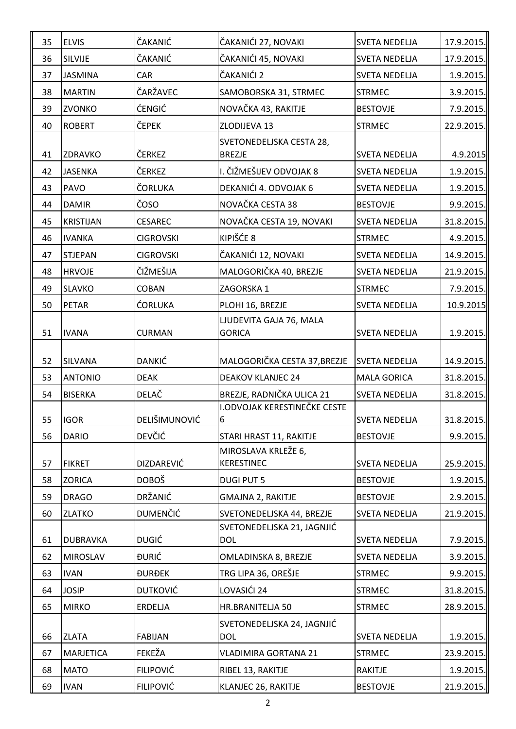| 35 | ELVIS | ČAKANIĆ | ČAKANIĆI 27, NOVAKI | SVETA NEDELJA | 17.9.2015. |
|---|---|---|---|---|---|
| 36 | SILVIJE | ČAKANIĆ | ČAKANIĆI 45, NOVAKI | SVETA NEDELJA | 17.9.2015. |
| 37 | JASMINA | CAR | ČAKANIĆI 2 | SVETA NEDELJA | 1.9.2015. |
| 38 | MARTIN | ČARŽAVEC | SAMOBORSKA 31, STRMEC | STRMEC | 3.9.2015. |
| 39 | ZVONKO | ĆENGIĆ | NOVAČKA 43, RAKITJE | BESTOVJE | 7.9.2015. |
| 40 | ROBERT | ČEPEK | ZLODIJEVA 13 | STRMEC | 22.9.2015. |
| 41 | ZDRAVKO | ČERKEZ | SVETONEDELJSKA CESTA 28, BREZJE | SVETA NEDELJA | 4.9.2015 |
| 42 | JASENKA | ČERKEZ | I. ČIŽMEŠIJEV ODVOJAK 8 | SVETA NEDELJA | 1.9.2015. |
| 43 | PAVO | ČORLUKA | DEKANIĆI 4. ODVOJAK 6 | SVETA NEDELJA | 1.9.2015. |
| 44 | DAMIR | ČOSO | NOVAČKA CESTA 38 | BESTOVJE | 9.9.2015. |
| 45 | KRISTIJAN | CESAREC | NOVAČKA CESTA 19, NOVAKI | SVETA NEDELJA | 31.8.2015. |
| 46 | IVANKA | CIGROVSKI | KIPIŠĆE 8 | STRMEC | 4.9.2015. |
| 47 | STJEPAN | CIGROVSKI | ČAKANIĆI 12, NOVAKI | SVETA NEDELJA | 14.9.2015. |
| 48 | HRVOJE | ČIŽMEŠIJA | MALOGORIČKA 40, BREZJE | SVETA NEDELJA | 21.9.2015. |
| 49 | SLAVKO | COBAN | ZAGORSKA 1 | STRMEC | 7.9.2015. |
| 50 | PETAR | ĆORLUKA | PLOHI 16, BREZJE | SVETA NEDELJA | 10.9.2015 |
| 51 | IVANA | CURMAN | LJUDEVITA GAJA 76, MALA GORICA | SVETA NEDELJA | 1.9.2015. |
| 52 | SILVANA | DANKIĆ | MALOGORIČKA CESTA 37,BREZJE | SVETA NEDELJA | 14.9.2015. |
| 53 | ANTONIO | DEAK | DEAKOV KLANJEC 24 | MALA GORICA | 31.8.2015. |
| 54 | BISERKA | DELAČ | BREZJE, RADNIČKA ULICA 21 | SVETA NEDELJA | 31.8.2015. |
| 55 | IGOR | DELIŠIMUNOVIĆ | I.ODVOJAK KERESTINEČKE CESTE 6 | SVETA NEDELJA | 31.8.2015. |
| 56 | DARIO | DEVČIĆ | STARI HRAST 11, RAKITJE | BESTOVJE | 9.9.2015. |
| 57 | FIKRET | DIZDAREVIĆ | MIROSLAVA KRLEŽE 6, KERESTINEC | SVETA NEDELJA | 25.9.2015. |
| 58 | ZORICA | DOBOŠ | DUGI PUT 5 | BESTOVJE | 1.9.2015. |
| 59 | DRAGO | DRŽANIĆ | GMAJNA 2, RAKITJE | BESTOVJE | 2.9.2015. |
| 60 | ZLATKO | DUMENČIĆ | SVETONEDELJSKA 44, BREZJE | SVETA NEDELJA | 21.9.2015. |
| 61 | DUBRAVKA | DUGIĆ | SVETONEDELJSKA 21, JAGNJIĆ DOL | SVETA NEDELJA | 7.9.2015. |
| 62 | MIROSLAV | ĐURIĆ | OMLADINSKA 8, BREZJE | SVETA NEDELJA | 3.9.2015. |
| 63 | IVAN | ĐURĐEK | TRG LIPA 36, OREŠJE | STRMEC | 9.9.2015. |
| 64 | JOSIP | DUTKOVIĆ | LOVASIĆI 24 | STRMEC | 31.8.2015. |
| 65 | MIRKO | ERDELJA | HR.BRANITELJA 50 | STRMEC | 28.9.2015. |
| 66 | ZLATA | FABIJAN | SVETONEDELJSKA 24, JAGNJIĆ DOL | SVETA NEDELJA | 1.9.2015. |
| 67 | MARJETICA | FEKEŽA | VLADIMIRA GORTANA 21 | STRMEC | 23.9.2015. |
| 68 | MATO | FILIPOVIĆ | RIBEL 13, RAKITJE | RAKITJE | 1.9.2015. |
| 69 | IVAN | FILIPOVIĆ | KLANJEC 26, RAKITJE | BESTOVJE | 21.9.2015. |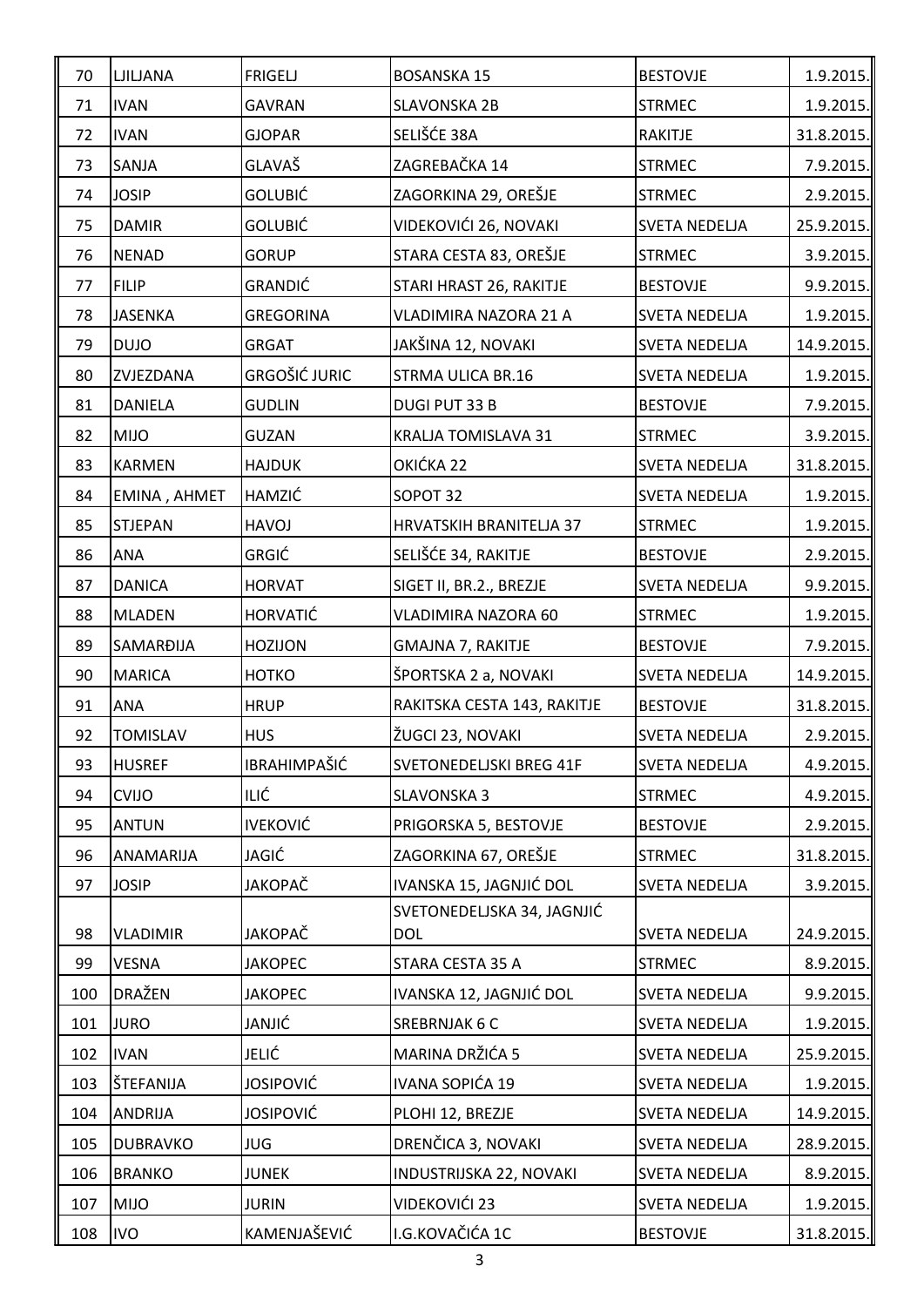| 70 | LJILJANA | FRIGELJ | BOSANSKA 15 | BESTOVJE | 1.9.2015. |
|---|---|---|---|---|---|
| 71 | IVAN | GAVRAN | SLAVONSKA 2B | STRMEC | 1.9.2015. |
| 72 | IVAN | GJOPAR | SELIŠĆE 38A | RAKITJE | 31.8.2015. |
| 73 | SANJA | GLAVAŠ | ZAGREBAČKA 14 | STRMEC | 7.9.2015. |
| 74 | JOSIP | GOLUBIĆ | ZAGORKINA 29, OREŠJE | STRMEC | 2.9.2015. |
| 75 | DAMIR | GOLUBIĆ | VIDEKOVIĆI 26, NOVAKI | SVETA NEDELJA | 25.9.2015. |
| 76 | NENAD | GORUP | STARA CESTA 83, OREŠJE | STRMEC | 3.9.2015. |
| 77 | FILIP | GRANDIĆ | STARI HRAST 26, RAKITJE | BESTOVJE | 9.9.2015. |
| 78 | JASENKA | GREGORINA | VLADIMIRA NAZORA 21 A | SVETA NEDELJA | 1.9.2015. |
| 79 | DUJO | GRGAT | JAKŠINA 12, NOVAKI | SVETA NEDELJA | 14.9.2015. |
| 80 | ZVJEZDANA | GRGOŠIĆ JURIC | STRMA ULICA BR.16 | SVETA NEDELJA | 1.9.2015. |
| 81 | DANIELA | GUDLIN | DUGI PUT 33 B | BESTOVJE | 7.9.2015. |
| 82 | MIJO | GUZAN | KRALJA TOMISLAVA 31 | STRMEC | 3.9.2015. |
| 83 | KARMEN | HAJDUK | OKIĆKA 22 | SVETA NEDELJA | 31.8.2015. |
| 84 | EMINA , AHMET | HAMZIĆ | SOPOT 32 | SVETA NEDELJA | 1.9.2015. |
| 85 | STJEPAN | HAVOJ | HRVATSKIH BRANITELJA 37 | STRMEC | 1.9.2015. |
| 86 | ANA | GRGIĆ | SELIŠĆE 34, RAKITJE | BESTOVJE | 2.9.2015. |
| 87 | DANICA | HORVAT | SIGET II, BR.2., BREZJE | SVETA NEDELJA | 9.9.2015. |
| 88 | MLADEN | HORVATIĆ | VLADIMIRA NAZORA 60 | STRMEC | 1.9.2015. |
| 89 | SAMARĐIJA | HOZIJON | GMAJNA 7, RAKITJE | BESTOVJE | 7.9.2015. |
| 90 | MARICA | HOTKO | ŠPORTSKA 2 a, NOVAKI | SVETA NEDELJA | 14.9.2015. |
| 91 | ANA | HRUP | RAKITSKA CESTA 143, RAKITJE | BESTOVJE | 31.8.2015. |
| 92 | TOMISLAV | HUS | ŽUGCI 23, NOVAKI | SVETA NEDELJA | 2.9.2015. |
| 93 | HUSREF | IBRAHIMPAŠIĆ | SVETONEDELJSKI BREG 41F | SVETA NEDELJA | 4.9.2015. |
| 94 | CVIJO | ILIĆ | SLAVONSKA 3 | STRMEC | 4.9.2015. |
| 95 | ANTUN | IVEKOVIĆ | PRIGORSKA 5, BESTOVJE | BESTOVJE | 2.9.2015. |
| 96 | ANAMARIJA | JAGIĆ | ZAGORKINA 67, OREŠJE | STRMEC | 31.8.2015. |
| 97 | JOSIP | JAKOPAČ | IVANSKA 15, JAGNJIĆ DOL | SVETA NEDELJA | 3.9.2015. |
| 98 | VLADIMIR | JAKOPAČ | SVETONEDELJSKA 34, JAGNJIĆ DOL | SVETA NEDELJA | 24.9.2015. |
| 99 | VESNA | JAKOPEC | STARA CESTA 35 A | STRMEC | 8.9.2015. |
| 100 | DRAŽEN | JAKOPEC | IVANSKA 12, JAGNJIĆ DOL | SVETA NEDELJA | 9.9.2015. |
| 101 | JURO | JANJIĆ | SREBRNJAK 6 C | SVETA NEDELJA | 1.9.2015. |
| 102 | IVAN | JELIĆ | MARINA DRŽIĆA 5 | SVETA NEDELJA | 25.9.2015. |
| 103 | ŠTEFANIJA | JOSIPOVIĆ | IVANA SOPIĆA 19 | SVETA NEDELJA | 1.9.2015. |
| 104 | ANDRIJA | JOSIPOVIĆ | PLOHI 12, BREZJE | SVETA NEDELJA | 14.9.2015. |
| 105 | DUBRAVKO | JUG | DRENČICA 3, NOVAKI | SVETA NEDELJA | 28.9.2015. |
| 106 | BRANKO | JUNEK | INDUSTRIJSKA 22, NOVAKI | SVETA NEDELJA | 8.9.2015. |
| 107 | MIJO | JURIN | VIDEKOVIĆI 23 | SVETA NEDELJA | 1.9.2015. |
| 108 | IVO | KAMENJAŠEVIĆ | I.G.KOVAČIĆA 1C | BESTOVJE | 31.8.2015. |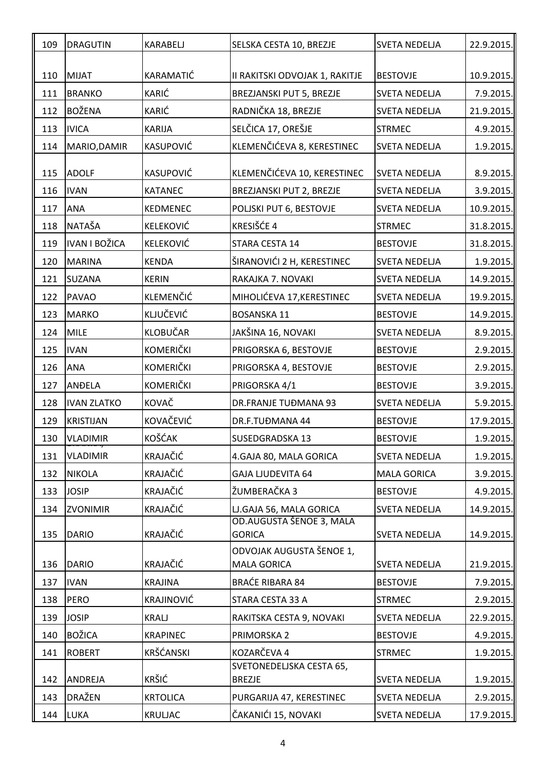| 109 | DRAGUTIN | KARABELJ | SELSKA CESTA 10, BREZJE | SVETA NEDELJA | 22.9.2015. |
|---|---|---|---|---|---|
| 110 | MIJAT | KARAMATIĆ | II RAKITSKI ODVOJAK 1, RAKITJE | BESTOVJE | 10.9.2015. |
| 111 | BRANKO | KARIĆ | BREZJANSKI PUT 5, BREZJE | SVETA NEDELJA | 7.9.2015. |
| 112 | BOŽENA | KARIĆ | RADNIČKA 18, BREZJE | SVETA NEDELJA | 21.9.2015. |
| 113 | IVICA | KARIJA | SELČICA 17, OREŠJE | STRMEC | 4.9.2015. |
| 114 | MARIO,DAMIR | KASUPOVIĆ | KLEMENČIĆEVA 8, KERESTINEC | SVETA NEDELJA | 1.9.2015. |
| 115 | ADOLF | KASUPOVIĆ | KLEMENČIĆEVA 10, KERESTINEC | SVETA NEDELJA | 8.9.2015. |
| 116 | IVAN | KATANEC | BREZJANSKI PUT 2, BREZJE | SVETA NEDELJA | 3.9.2015. |
| 117 | ANA | KEDMENEC | POLJSKI PUT 6, BESTOVJE | SVETA NEDELJA | 10.9.2015. |
| 118 | NATAŠA | KELEKOVIĆ | KRESIŠĆE 4 | STRMEC | 31.8.2015. |
| 119 | IVAN I BOŽICA | KELEKOVIĆ | STARA CESTA 14 | BESTOVJE | 31.8.2015. |
| 120 | MARINA | KENDA | ŠIRANOVIĆI 2 H, KERESTINEC | SVETA NEDELJA | 1.9.2015. |
| 121 | SUZANA | KERIN | RAKAJKA 7. NOVAKI | SVETA NEDELJA | 14.9.2015. |
| 122 | PAVAO | KLEMENČIĆ | MIHOLIĆEVA 17,KERESTINEC | SVETA NEDELJA | 19.9.2015. |
| 123 | MARKO | KLJUČEVIĆ | BOSANSKA 11 | BESTOVJE | 14.9.2015. |
| 124 | MILE | KLOBUČAR | JAKŠINA 16, NOVAKI | SVETA NEDELJA | 8.9.2015. |
| 125 | IVAN | KOMERIČKI | PRIGORSKA 6, BESTOVJE | BESTOVJE | 2.9.2015. |
| 126 | ANA | KOMERIČKI | PRIGORSKA 4, BESTOVJE | BESTOVJE | 2.9.2015. |
| 127 | ANĐELA | KOMERIČKI | PRIGORSKA 4/1 | BESTOVJE | 3.9.2015. |
| 128 | IVAN ZLATKO | KOVAČ | DR.FRANJE TUĐMANA 93 | SVETA NEDELJA | 5.9.2015. |
| 129 | KRISTIJAN | KOVAČEVIĆ | DR.F.TUĐMANA 44 | BESTOVJE | 17.9.2015. |
| 130 | VLADIMIR | KOŠĆAK | SUSEDGRADSKA 13 | BESTOVJE | 1.9.2015. |
| 131 | VLADIMIR | KRAJAČIĆ | 4.GAJA 80, MALA GORICA | SVETA NEDELJA | 1.9.2015. |
| 132 | NIKOLA | KRAJAČIĆ | GAJA LJUDEVITA 64 | MALA GORICA | 3.9.2015. |
| 133 | JOSIP | KRAJAČIĆ | ŽUMBERAČKA 3 | BESTOVJE | 4.9.2015. |
| 134 | ZVONIMIR | KRAJAČIĆ | LJ.GAJA 56, MALA GORICA | SVETA NEDELJA | 14.9.2015. |
| 135 | DARIO | KRAJAČIĆ | OD.AUGUSTA ŠENOE 3, MALA GORICA | SVETA NEDELJA | 14.9.2015. |
| 136 | DARIO | KRAJAČIĆ | ODVOJAK AUGUSTA ŠENOE 1, MALA GORICA | SVETA NEDELJA | 21.9.2015. |
| 137 | IVAN | KRAJINA | BRAĆE RIBARA 84 | BESTOVJE | 7.9.2015. |
| 138 | PERO | KRAJINOVIĆ | STARA CESTA 33 A | STRMEC | 2.9.2015. |
| 139 | JOSIP | KRALJ | RAKITSKA CESTA 9, NOVAKI | SVETA NEDELJA | 22.9.2015. |
| 140 | BOŽICA | KRAPINEC | PRIMORSKA 2 | BESTOVJE | 4.9.2015. |
| 141 | ROBERT | KRŠĆANSKI | KOZARČEVA 4 | STRMEC | 1.9.2015. |
| 142 | ANDREJA | KRŠIĆ | SVETONEDELJSKA CESTA 65, BREZJE | SVETA NEDELJA | 1.9.2015. |
| 143 | DRAŽEN | KRTOLICA | PURGARIJA 47, KERESTINEC | SVETA NEDELJA | 2.9.2015. |
| 144 | LUKA | KRULJAC | ČAKANIĆI 15, NOVAKI | SVETA NEDELJA | 17.9.2015. |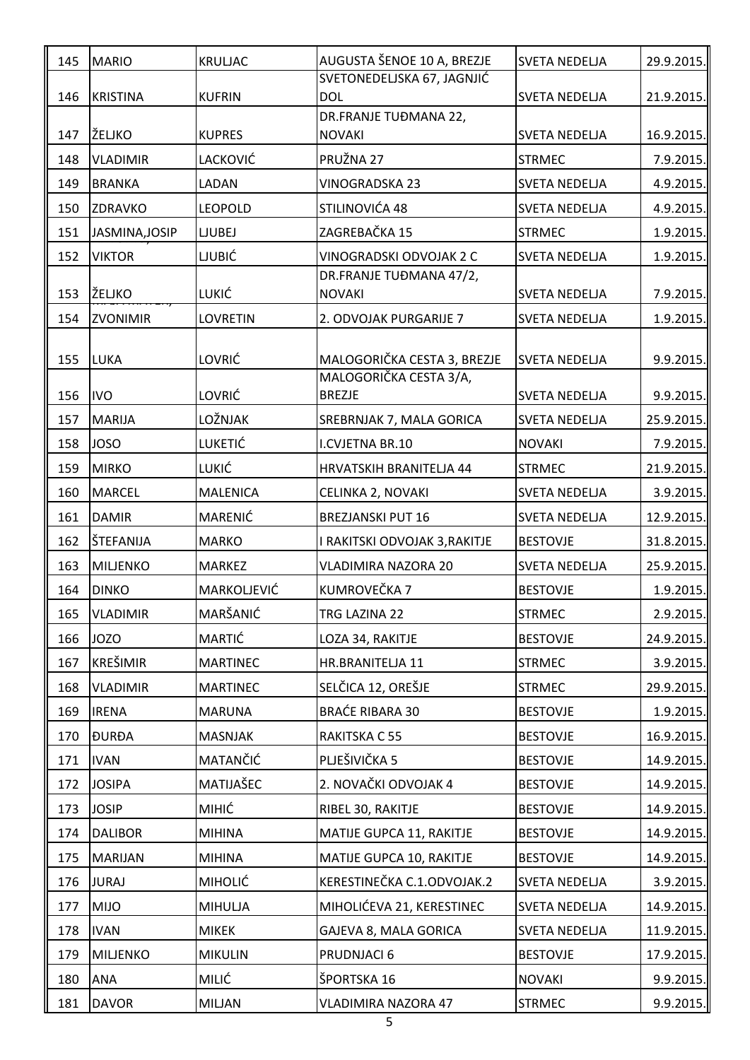| 145 | MARIO | KRULJAC | AUGUSTA ŠENOE 10 A, BREZJE | SVETA NEDELJA | 29.9.2015. |
|---|---|---|---|---|---|
| 146 | KRISTINA | KUFRIN | SVETONEDELJSKA 67, JAGNJIĆ DOL | SVETA NEDELJA | 21.9.2015. |
| 147 | ŽELJKO | KUPRES | DR.FRANJE TUĐMANA 22, NOVAKI | SVETA NEDELJA | 16.9.2015. |
| 148 | VLADIMIR | LACKOVIĆ | PRUŽNA 27 | STRMEC | 7.9.2015. |
| 149 | BRANKA | LADAN | VINOGRADSKA 23 | SVETA NEDELJA | 4.9.2015. |
| 150 | ZDRAVKO | LEOPOLD | STILINOVIĆA 48 | SVETA NEDELJA | 4.9.2015. |
| 151 | JASMINA,JOSIP | LJUBEJ | ZAGREBAČKA 15 | STRMEC | 1.9.2015. |
| 152 | VIKTOR | LJUBIĆ | VINOGRADSKI ODVOJAK 2 C | SVETA NEDELJA | 1.9.2015. |
| 153 | ŽELJKO | LUKIĆ | DR.FRANJE TUĐMANA 47/2, NOVAKI | SVETA NEDELJA | 7.9.2015. |
| 154 | ZVONIMIR | LOVRETIN | 2. ODVOJAK PURGARIJE 7 | SVETA NEDELJA | 1.9.2015. |
| 155 | LUKA | LOVRIĆ | MALOGORIČKA CESTA 3, BREZJE | SVETA NEDELJA | 9.9.2015. |
| 156 | IVO | LOVRIĆ | MALOGORIČKA CESTA 3/A, BREZJE | SVETA NEDELJA | 9.9.2015. |
| 157 | MARIJA | LOŽNJAK | SREBRNJAK 7, MALA GORICA | SVETA NEDELJA | 25.9.2015. |
| 158 | JOSO | LUKETIĆ | I.CVJETNA BR.10 | NOVAKI | 7.9.2015. |
| 159 | MIRKO | LUKIĆ | HRVATSKIH BRANITELJA 44 | STRMEC | 21.9.2015. |
| 160 | MARCEL | MALENICA | CELINKA 2, NOVAKI | SVETA NEDELJA | 3.9.2015. |
| 161 | DAMIR | MARENIĆ | BREZJANSKI PUT 16 | SVETA NEDELJA | 12.9.2015. |
| 162 | ŠTEFANIJA | MARKO | I RAKITSKI ODVOJAK 3,RAKITJE | BESTOVJE | 31.8.2015. |
| 163 | MILJENKO | MARKEZ | VLADIMIRA NAZORA 20 | SVETA NEDELJA | 25.9.2015. |
| 164 | DINKO | MARKOLJEVIĆ | KUMROVEČKA 7 | BESTOVJE | 1.9.2015. |
| 165 | VLADIMIR | MARŠANIĆ | TRG LAZINA 22 | STRMEC | 2.9.2015. |
| 166 | JOZO | MARTIĆ | LOZA 34, RAKITJE | BESTOVJE | 24.9.2015. |
| 167 | KREŠIMIR | MARTINEC | HR.BRANITELJA 11 | STRMEC | 3.9.2015. |
| 168 | VLADIMIR | MARTINEC | SELČICA 12, OREŠJE | STRMEC | 29.9.2015. |
| 169 | IRENA | MARUNA | BRAĆE RIBARA 30 | BESTOVJE | 1.9.2015. |
| 170 | ĐURĐA | MASNJAK | RAKITSKA C 55 | BESTOVJE | 16.9.2015. |
| 171 | IVAN | MATANČIĆ | PLJEŠIVIČKA 5 | BESTOVJE | 14.9.2015. |
| 172 | JOSIPA | MATIJAŠEC | 2. NOVAČKI ODVOJAK 4 | BESTOVJE | 14.9.2015. |
| 173 | JOSIP | MIHIĆ | RIBEL 30, RAKITJE | BESTOVJE | 14.9.2015. |
| 174 | DALIBOR | MIHINA | MATIJE GUPCA 11, RAKITJE | BESTOVJE | 14.9.2015. |
| 175 | MARIJAN | MIHINA | MATIJE GUPCA 10, RAKITJE | BESTOVJE | 14.9.2015. |
| 176 | JURAJ | MIHOLIĆ | KERESTINEČKA C.1.ODVOJAK.2 | SVETA NEDELJA | 3.9.2015. |
| 177 | MIJO | MIHULJA | MIHOLIĆEVA 21, KERESTINEC | SVETA NEDELJA | 14.9.2015. |
| 178 | IVAN | MIKEK | GAJEVA 8, MALA GORICA | SVETA NEDELJA | 11.9.2015. |
| 179 | MILJENKO | MIKULIN | PRUDNJACI 6 | BESTOVJE | 17.9.2015. |
| 180 | ANA | MILIĆ | ŠPORTSKA 16 | NOVAKI | 9.9.2015. |
| 181 | DAVOR | MILJAN | VLADIMIRA NAZORA 47 | STRMEC | 9.9.2015. |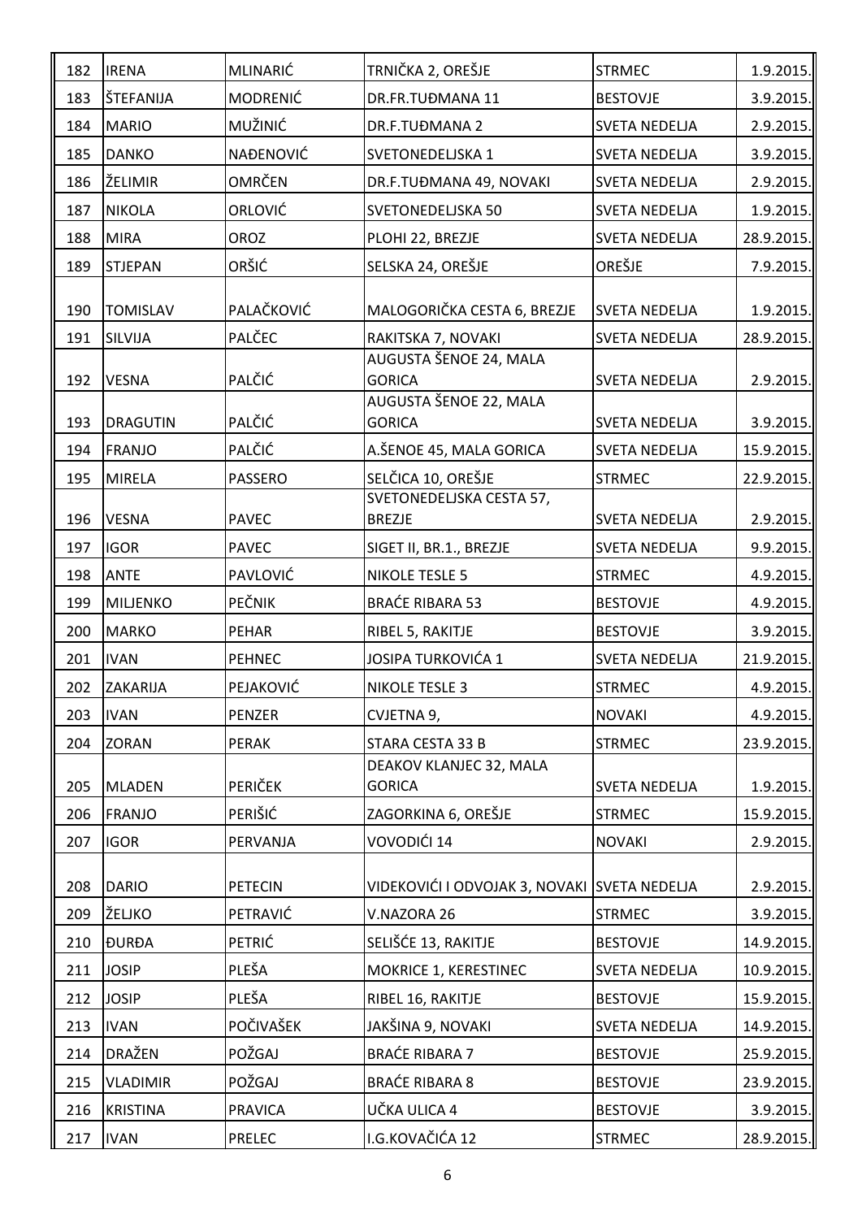| 182 | IRENA | MLINARIĆ | TRNIČKA 2, OREŠJE | STRMEC | 1.9.2015. |
|---|---|---|---|---|---|
| 183 | ŠTEFANIJA | MODRENIĆ | DR.FR.TUĐMANA 11 | BESTOVJE | 3.9.2015. |
| 184 | MARIO | MUŽINIĆ | DR.F.TUĐMANA 2 | SVETA NEDELJA | 2.9.2015. |
| 185 | DANKO | NAĐENOVIĆ | SVETONEDELJSKA 1 | SVETA NEDELJA | 3.9.2015. |
| 186 | ŽELIMIR | OMRČEN | DR.F.TUĐMANA 49, NOVAKI | SVETA NEDELJA | 2.9.2015. |
| 187 | NIKOLA | ORLOVIĆ | SVETONEDELJSKA 50 | SVETA NEDELJA | 1.9.2015. |
| 188 | MIRA | OROZ | PLOHI 22, BREZJE | SVETA NEDELJA | 28.9.2015. |
| 189 | STJEPAN | ORŠIĆ | SELSKA 24, OREŠJE | OREŠJE | 7.9.2015. |
| 190 | TOMISLAV | PALAČKOVIĆ | MALOGORIČKA CESTA 6, BREZJE | SVETA NEDELJA | 1.9.2015. |
| 191 | SILVIJA | PALČEC | RAKITSKA 7, NOVAKI | SVETA NEDELJA | 28.9.2015. |
| 192 | VESNA | PALČIĆ | AUGUSTA ŠENOE 24, MALA GORICA | SVETA NEDELJA | 2.9.2015. |
| 193 | DRAGUTIN | PALČIĆ | AUGUSTA ŠENOE 22, MALA GORICA | SVETA NEDELJA | 3.9.2015. |
| 194 | FRANJO | PALČIĆ | A.ŠENOE 45, MALA GORICA | SVETA NEDELJA | 15.9.2015. |
| 195 | MIRELA | PASSERO | SELČICA 10, OREŠJE | STRMEC | 22.9.2015. |
| 196 | VESNA | PAVEC | SVETONEDELJSKA CESTA 57, BREZJE | SVETA NEDELJA | 2.9.2015. |
| 197 | IGOR | PAVEC | SIGET II, BR.1., BREZJE | SVETA NEDELJA | 9.9.2015. |
| 198 | ANTE | PAVLOVIĆ | NIKOLE TESLE 5 | STRMEC | 4.9.2015. |
| 199 | MILJENKO | PEČNIK | BRAĆE RIBARA 53 | BESTOVJE | 4.9.2015. |
| 200 | MARKO | PEHAR | RIBEL 5, RAKITJE | BESTOVJE | 3.9.2015. |
| 201 | IVAN | PEHNEC | JOSIPA TURKOVIĆA 1 | SVETA NEDELJA | 21.9.2015. |
| 202 | ZAKARIJA | PEJAKOVIĆ | NIKOLE TESLE 3 | STRMEC | 4.9.2015. |
| 203 | IVAN | PENZER | CVJETNA 9, | NOVAKI | 4.9.2015. |
| 204 | ZORAN | PERAK | STARA CESTA 33 B | STRMEC | 23.9.2015. |
| 205 | MLADEN | PERIČEK | DEAKOV KLANJEC 32, MALA GORICA | SVETA NEDELJA | 1.9.2015. |
| 206 | FRANJO | PERIŠIĆ | ZAGORKINA 6, OREŠJE | STRMEC | 15.9.2015. |
| 207 | IGOR | PERVANJA | VOVODIĆI 14 | NOVAKI | 2.9.2015. |
| 208 | DARIO | PETECIN | VIDEKOVIĆI I ODVOJAK 3, NOVAKI | SVETA NEDELJA | 2.9.2015. |
| 209 | ŽELJKO | PETRAVIĆ | V.NAZORA 26 | STRMEC | 3.9.2015. |
| 210 | ĐURĐA | PETRIĆ | SELIŠĆE 13, RAKITJE | BESTOVJE | 14.9.2015. |
| 211 | JOSIP | PLEŠA | MOKRICE 1, KERESTINEC | SVETA NEDELJA | 10.9.2015. |
| 212 | JOSIP | PLEŠA | RIBEL 16, RAKITJE | BESTOVJE | 15.9.2015. |
| 213 | IVAN | POČIVAŠEK | JAKŠINA 9, NOVAKI | SVETA NEDELJA | 14.9.2015. |
| 214 | DRAŽEN | POŽGAJ | BRAĆE RIBARA 7 | BESTOVJE | 25.9.2015. |
| 215 | VLADIMIR | POŽGAJ | BRAĆE RIBARA 8 | BESTOVJE | 23.9.2015. |
| 216 | KRISTINA | PRAVICA | UČKA ULICA 4 | BESTOVJE | 3.9.2015. |
| 217 | IVAN | PRELEC | I.G.KOVAČIĆA 12 | STRMEC | 28.9.2015. |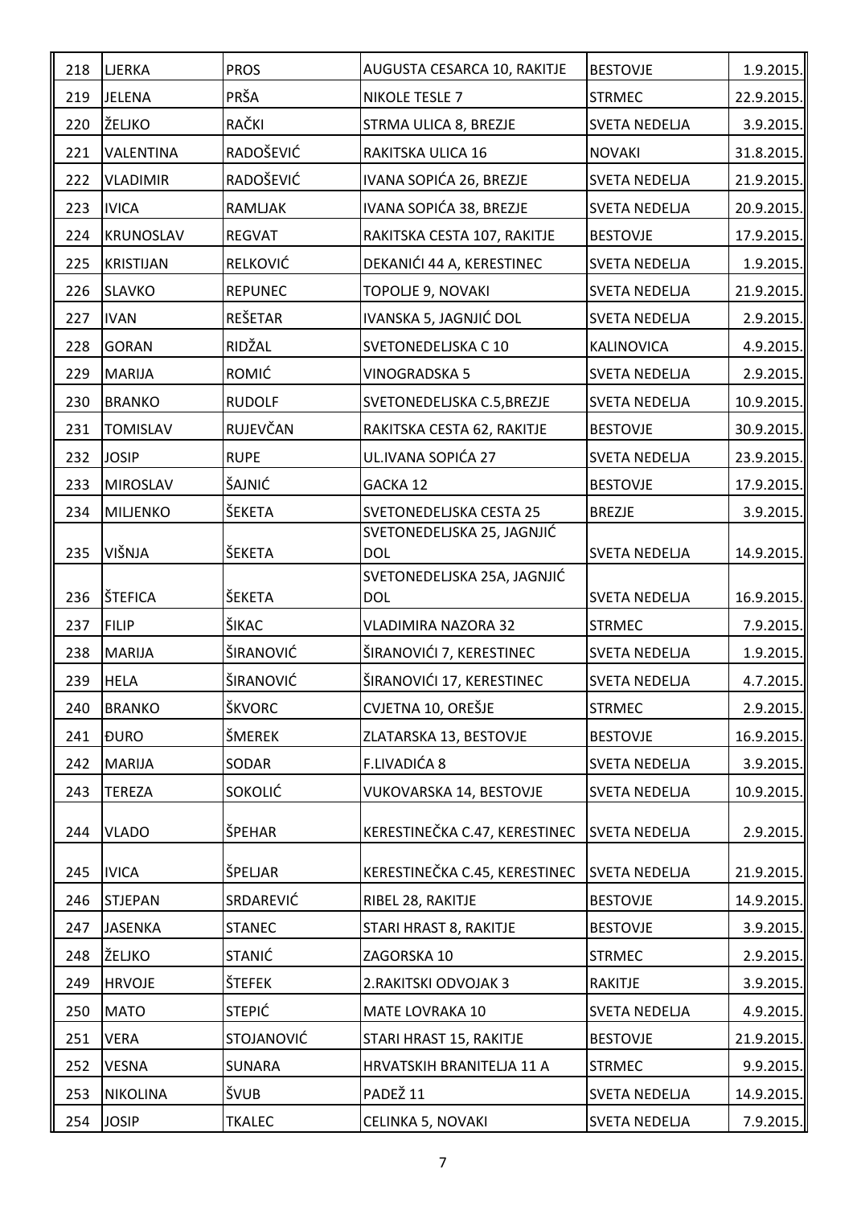| 218 | LJERKA | PROS | AUGUSTA CESARCA 10, RAKITJE | BESTOVJE | 1.9.2015. |
|---|---|---|---|---|---|
| 219 | JELENA | PRŠA | NIKOLE TESLE 7 | STRMEC | 22.9.2015. |
| 220 | ŽELJKO | RAČKI | STRMA ULICA 8, BREZJE | SVETA NEDELJA | 3.9.2015. |
| 221 | VALENTINA | RADOŠEVIĆ | RAKITSKA ULICA 16 | NOVAKI | 31.8.2015. |
| 222 | VLADIMIR | RADOŠEVIĆ | IVANA SOPIĆA 26, BREZJE | SVETA NEDELJA | 21.9.2015. |
| 223 | IVICA | RAMLJAK | IVANA SOPIĆA 38, BREZJE | SVETA NEDELJA | 20.9.2015. |
| 224 | KRUNOSLAV | REGVAT | RAKITSKA CESTA 107, RAKITJE | BESTOVJE | 17.9.2015. |
| 225 | KRISTIJAN | RELKOVIĆ | DEKANIĆI 44 A, KERESTINEC | SVETA NEDELJA | 1.9.2015. |
| 226 | SLAVKO | REPUNEC | TOPOLJE 9, NOVAKI | SVETA NEDELJA | 21.9.2015. |
| 227 | IVAN | REŠETAR | IVANSKA 5, JAGNJIĆ DOL | SVETA NEDELJA | 2.9.2015. |
| 228 | GORAN | RIDŽAL | SVETONEDELJSKA C 10 | KALINOVICA | 4.9.2015. |
| 229 | MARIJA | ROMIĆ | VINOGRADSKA 5 | SVETA NEDELJA | 2.9.2015. |
| 230 | BRANKO | RUDOLF | SVETONEDELJSKA C.5,BREZJE | SVETA NEDELJA | 10.9.2015. |
| 231 | TOMISLAV | RUJEVČAN | RAKITSKA CESTA 62, RAKITJE | BESTOVJE | 30.9.2015. |
| 232 | JOSIP | RUPE | UL.IVANA SOPIĆA 27 | SVETA NEDELJA | 23.9.2015. |
| 233 | MIROSLAV | ŠAJNIĆ | GACKA 12 | BESTOVJE | 17.9.2015. |
| 234 | MILJENKO | ŠEKETA | SVETONEDELJSKA CESTA 25 | BREZJE | 3.9.2015. |
| 235 | VIŠNJA | ŠEKETA | SVETONEDELJSKA 25, JAGNJIĆ DOL | SVETA NEDELJA | 14.9.2015. |
| 236 | ŠTEFICA | ŠEKETA | SVETONEDELJSKA 25A, JAGNJIĆ DOL | SVETA NEDELJA | 16.9.2015. |
| 237 | FILIP | ŠIKAC | VLADIMIRA NAZORA 32 | STRMEC | 7.9.2015. |
| 238 | MARIJA | ŠIRANOVIĆ | ŠIRANOVIĆI 7, KERESTINEC | SVETA NEDELJA | 1.9.2015. |
| 239 | HELA | ŠIRANOVIĆ | ŠIRANOVIĆI 17, KERESTINEC | SVETA NEDELJA | 4.7.2015. |
| 240 | BRANKO | ŠKVORC | CVJETNA 10, OREŠJE | STRMEC | 2.9.2015. |
| 241 | ĐURO | ŠMEREK | ZLATARSKA 13, BESTOVJE | BESTOVJE | 16.9.2015. |
| 242 | MARIJA | SODAR | F.LIVADIĆA 8 | SVETA NEDELJA | 3.9.2015. |
| 243 | TEREZA | SOKOLIĆ | VUKOVARSKA 14, BESTOVJE | SVETA NEDELJA | 10.9.2015. |
| 244 | VLADO | ŠPEHAR | KERESTINEČKA C.47, KERESTINEC | SVETA NEDELJA | 2.9.2015. |
| 245 | IVICA | ŠPELJAR | KERESTINEČKA C.45, KERESTINEC | SVETA NEDELJA | 21.9.2015. |
| 246 | STJEPAN | SRDAREVIĆ | RIBEL 28, RAKITJE | BESTOVJE | 14.9.2015. |
| 247 | JASENKA | STANEC | STARI HRAST 8, RAKITJE | BESTOVJE | 3.9.2015. |
| 248 | ŽELJKO | STANIĆ | ZAGORSKA 10 | STRMEC | 2.9.2015. |
| 249 | HRVOJE | ŠTEFEK | 2.RAKITSKI ODVOJAK 3 | RAKITJE | 3.9.2015. |
| 250 | MATO | STEPIĆ | MATE LOVRAKA 10 | SVETA NEDELJA | 4.9.2015. |
| 251 | VERA | STOJANOVIĆ | STARI HRAST 15, RAKITJE | BESTOVJE | 21.9.2015. |
| 252 | VESNA | SUNARA | HRVATSKIH BRANITELJA 11 A | STRMEC | 9.9.2015. |
| 253 | NIKOLINA | ŠVUB | PADEŽ 11 | SVETA NEDELJA | 14.9.2015. |
| 254 | JOSIP | TKALEC | CELINKA 5, NOVAKI | SVETA NEDELJA | 7.9.2015. |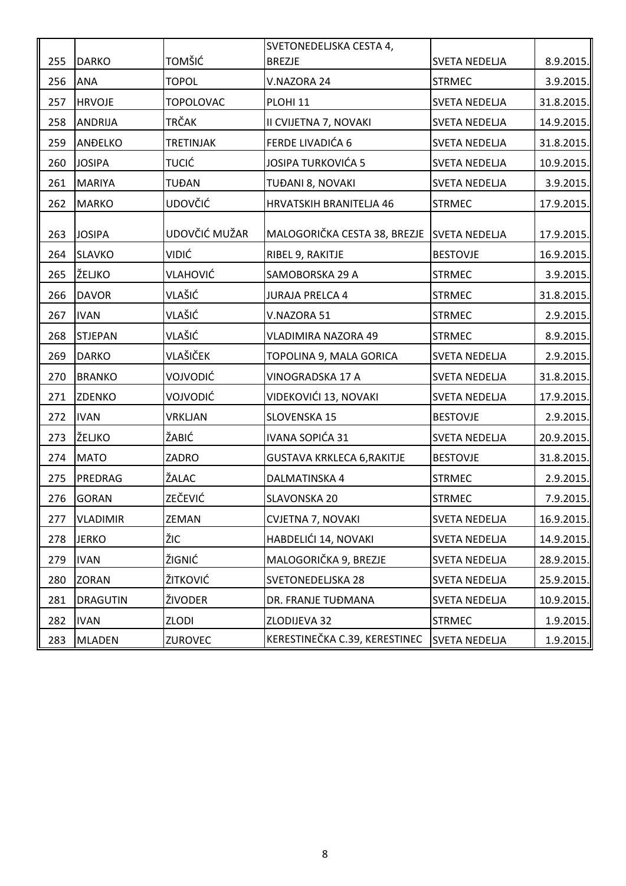| | | | | | |
|---|---|---|---|---|---|
| 255 | DARKO | TOMŠIĆ | SVETONEDELJSKA CESTA 4, BREZJE | SVETA NEDELJA | 8.9.2015. |
| 256 | ANA | TOPOL | V.NAZORA 24 | STRMEC | 3.9.2015. |
| 257 | HRVOJE | TOPOLOVAC | PLOHI 11 | SVETA NEDELJA | 31.8.2015. |
| 258 | ANDRIJA | TRČAK | II CVIJETNA 7, NOVAKI | SVETA NEDELJA | 14.9.2015. |
| 259 | ANĐELKO | TRETINJAK | FERDE LIVADIĆA 6 | SVETA NEDELJA | 31.8.2015. |
| 260 | JOSIPA | TUCIĆ | JOSIPA TURKOVIĆA 5 | SVETA NEDELJA | 10.9.2015. |
| 261 | MARIYA | TUĐAN | TUĐANI 8, NOVAKI | SVETA NEDELJA | 3.9.2015. |
| 262 | MARKO | UDOVČIĆ | HRVATSKIH BRANITELJA 46 | STRMEC | 17.9.2015. |
| 263 | JOSIPA | UDOVČIĆ MUŽAR | MALOGORIČKA CESTA 38, BREZJE | SVETA NEDELJA | 17.9.2015. |
| 264 | SLAVKO | VIDIĆ | RIBEL 9, RAKITJE | BESTOVJE | 16.9.2015. |
| 265 | ŽELJKO | VLAHOVIĆ | SAMOBORSKA 29 A | STRMEC | 3.9.2015. |
| 266 | DAVOR | VLAŠIĆ | JURAJA PRELCA 4 | STRMEC | 31.8.2015. |
| 267 | IVAN | VLAŠIĆ | V.NAZORA 51 | STRMEC | 2.9.2015. |
| 268 | STJEPAN | VLAŠIĆ | VLADIMIRA NAZORA 49 | STRMEC | 8.9.2015. |
| 269 | DARKO | VLAŠIČEK | TOPOLINA 9, MALA GORICA | SVETA NEDELJA | 2.9.2015. |
| 270 | BRANKO | VOJVODIĆ | VINOGRADSKA 17 A | SVETA NEDELJA | 31.8.2015. |
| 271 | ZDENKO | VOJVODIĆ | VIDEKOVIĆI 13, NOVAKI | SVETA NEDELJA | 17.9.2015. |
| 272 | IVAN | VRKLJAN | SLOVENSKA 15 | BESTOVJE | 2.9.2015. |
| 273 | ŽELJKO | ŽABIĆ | IVANA SOPIĆA 31 | SVETA NEDELJA | 20.9.2015. |
| 274 | MATO | ZADRO | GUSTAVA KRKLECA 6,RAKITJE | BESTOVJE | 31.8.2015. |
| 275 | PREDRAG | ŽALAC | DALMATINSKA 4 | STRMEC | 2.9.2015. |
| 276 | GORAN | ZEČEVIĆ | SLAVONSKA 20 | STRMEC | 7.9.2015. |
| 277 | VLADIMIR | ZEMAN | CVJETNA 7, NOVAKI | SVETA NEDELJA | 16.9.2015. |
| 278 | JERKO | ŽIC | HABDELIĆI 14, NOVAKI | SVETA NEDELJA | 14.9.2015. |
| 279 | IVAN | ŽIGNIĆ | MALOGORIČKA 9, BREZJE | SVETA NEDELJA | 28.9.2015. |
| 280 | ZORAN | ŽITKOVIĆ | SVETONEDELJSKA 28 | SVETA NEDELJA | 25.9.2015. |
| 281 | DRAGUTIN | ŽIVODER | DR. FRANJE TUĐMANA | SVETA NEDELJA | 10.9.2015. |
| 282 | IVAN | ZLODI | ZLODIJEVA 32 | STRMEC | 1.9.2015. |
| 283 | MLADEN | ZUROVEC | KERESTINEČKA C.39, KERESTINEC | SVETA NEDELJA | 1.9.2015. |